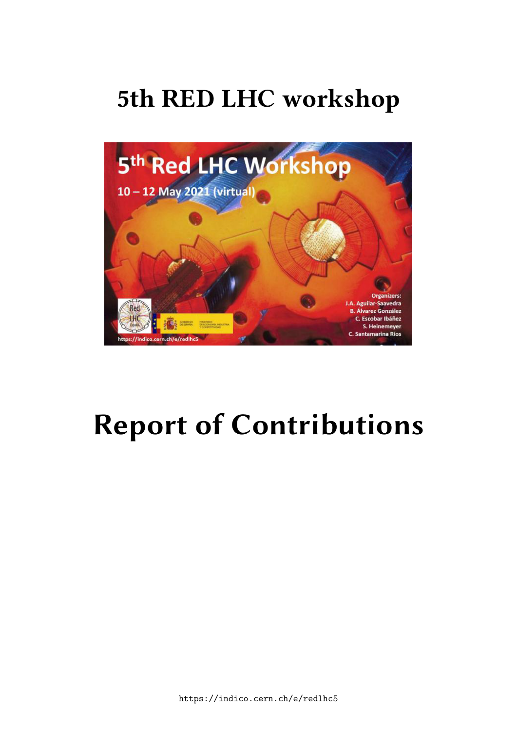# 5th RED LHC workshop

# Report of Contributions

https://indico.cern.ch/e/redlhc5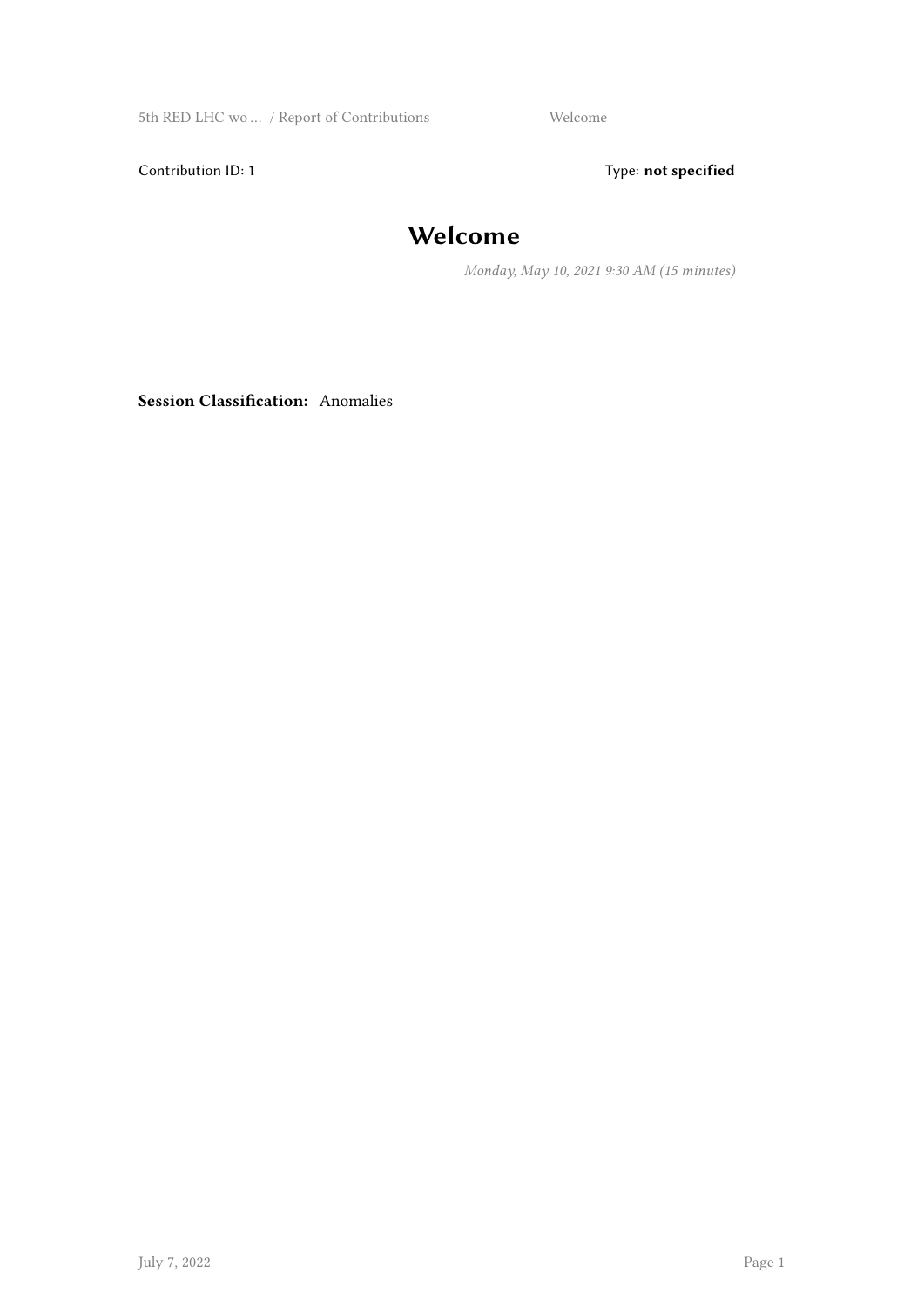Contribution ID: **1** Type: **not specified**

# Welcome

*Monday, May 10, 2021 9:30 AM (15 minutes)*

**Session Classification:** Anomalies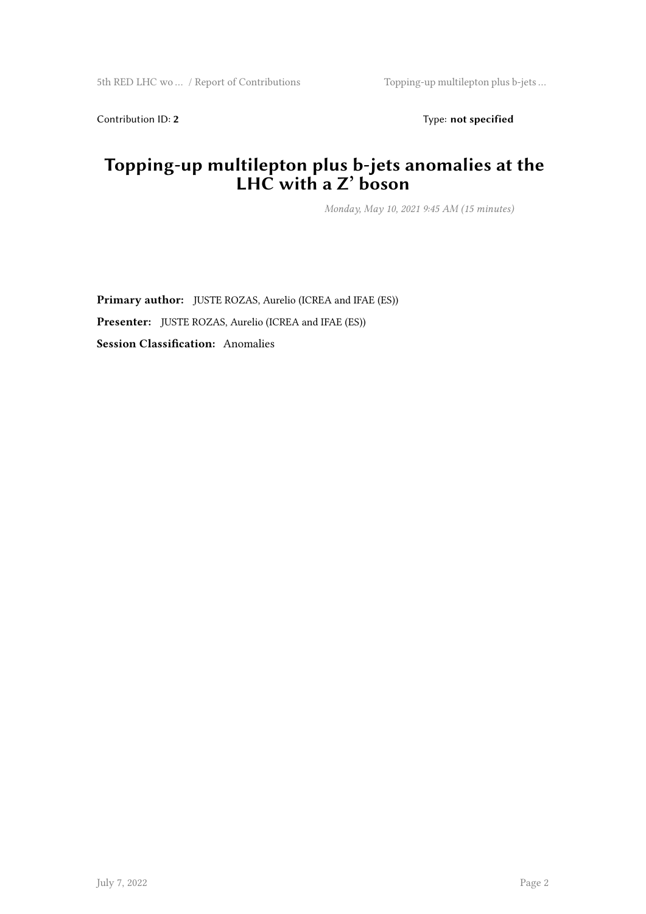Contribution ID: **2** Type: **not specified**

# Topping-up multilepton plus b-jets anomalies at the LHC with a Z' boson

*Monday, May 10, 2021 9:45 AM (15 minutes)*

**Primary author:** JUSTE ROZAS, Aurelio (ICREA and IFAE (ES))

**Presenter:** JUSTE ROZAS, Aurelio (ICREA and IFAE (ES))

**Session Classification:** Anomalies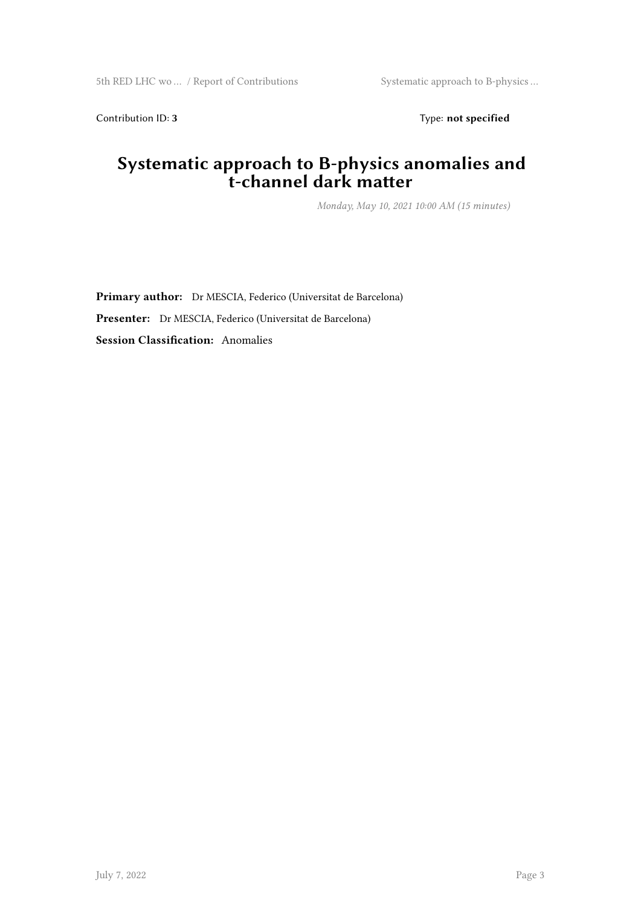Contribution ID: **3** Type: **not specified**

# Systematic approach to B-physics anomalies and t-channel dark matter

*Monday, May 10, 2021 10:00 AM (15 minutes)*

**Primary author:** Dr MESCIA, Federico (Universitat de Barcelona)

**Presenter:** Dr MESCIA, Federico (Universitat de Barcelona)

**Session Classification:** Anomalies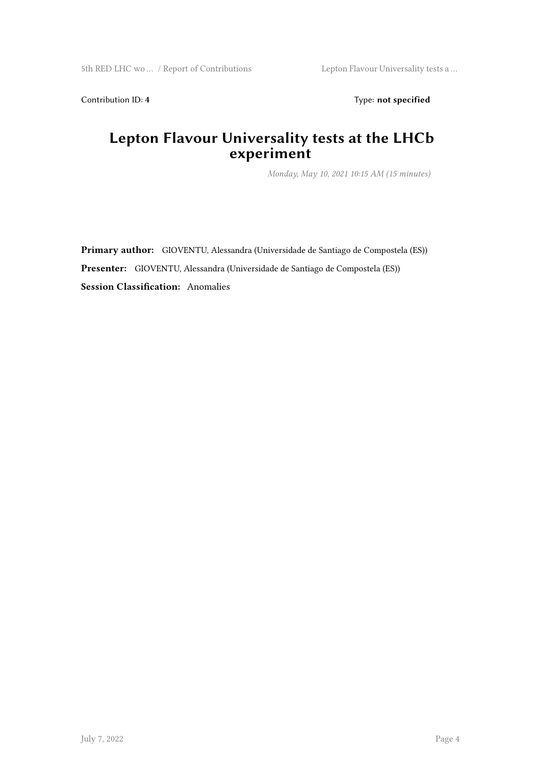Contribution ID: **4** Type: **not specified**

# Lepton Flavour Universality tests at the LHCb experiment

*Monday, May 10, 2021 10:15 AM (15 minutes)*

**Primary author:** GIOVENTU, Alessandra (Universidade de Santiago de Compostela (ES))

**Presenter:** GIOVENTU, Alessandra (Universidade de Santiago de Compostela (ES))

**Session Classification:** Anomalies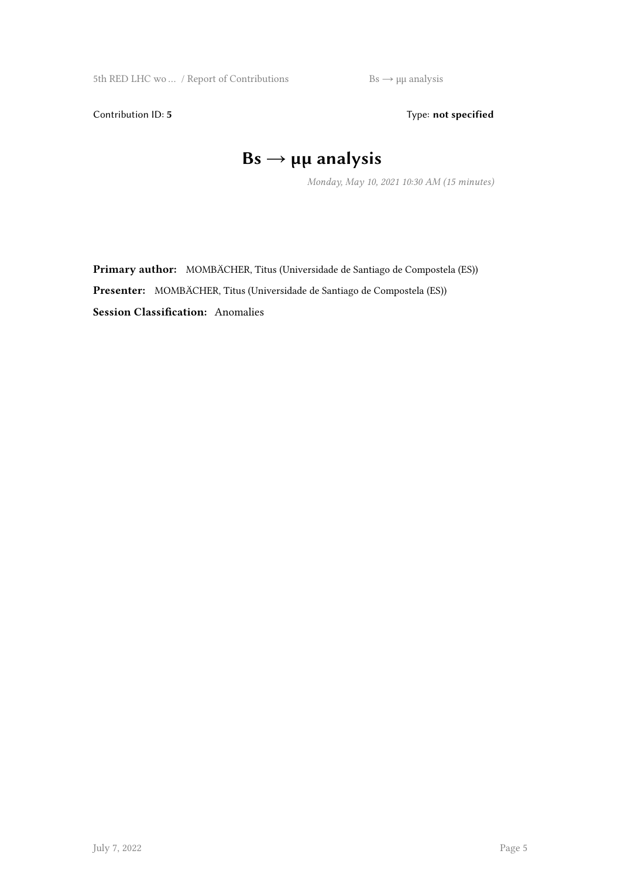Contribution ID: **5** Type: **not specified**

# Bs → μμ analysis

*Monday, May 10, 2021 10:30 AM (15 minutes)*

**Primary author:** MOMBÄCHER, Titus (Universidade de Santiago de Compostela (ES))

**Presenter:** MOMBÄCHER, Titus (Universidade de Santiago de Compostela (ES))

**Session Classification:** Anomalies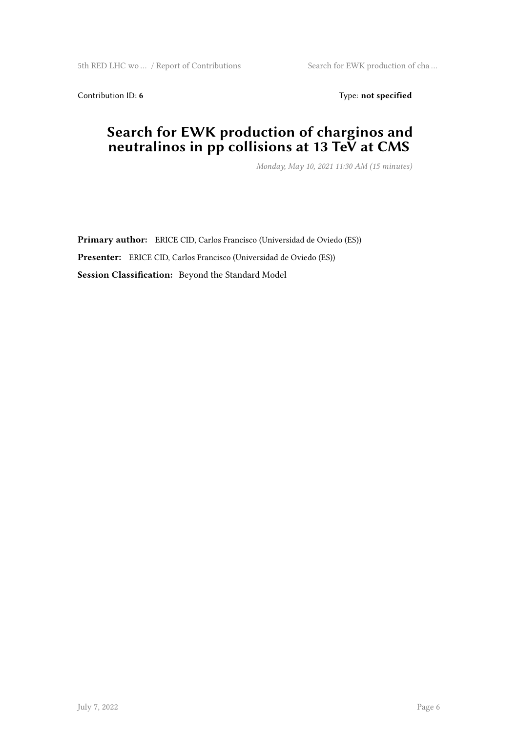Contribution ID: **6**

Type: **not specified**

# Search for EWK production of charginos and neutralinos in pp collisions at 13 TeV at CMS

*Monday, May 10, 2021 11:30 AM (15 minutes)*

**Primary author:** ERICE CID, Carlos Francisco (Universidad de Oviedo (ES))

**Presenter:** ERICE CID, Carlos Francisco (Universidad de Oviedo (ES))

**Session Classification:** Beyond the Standard Model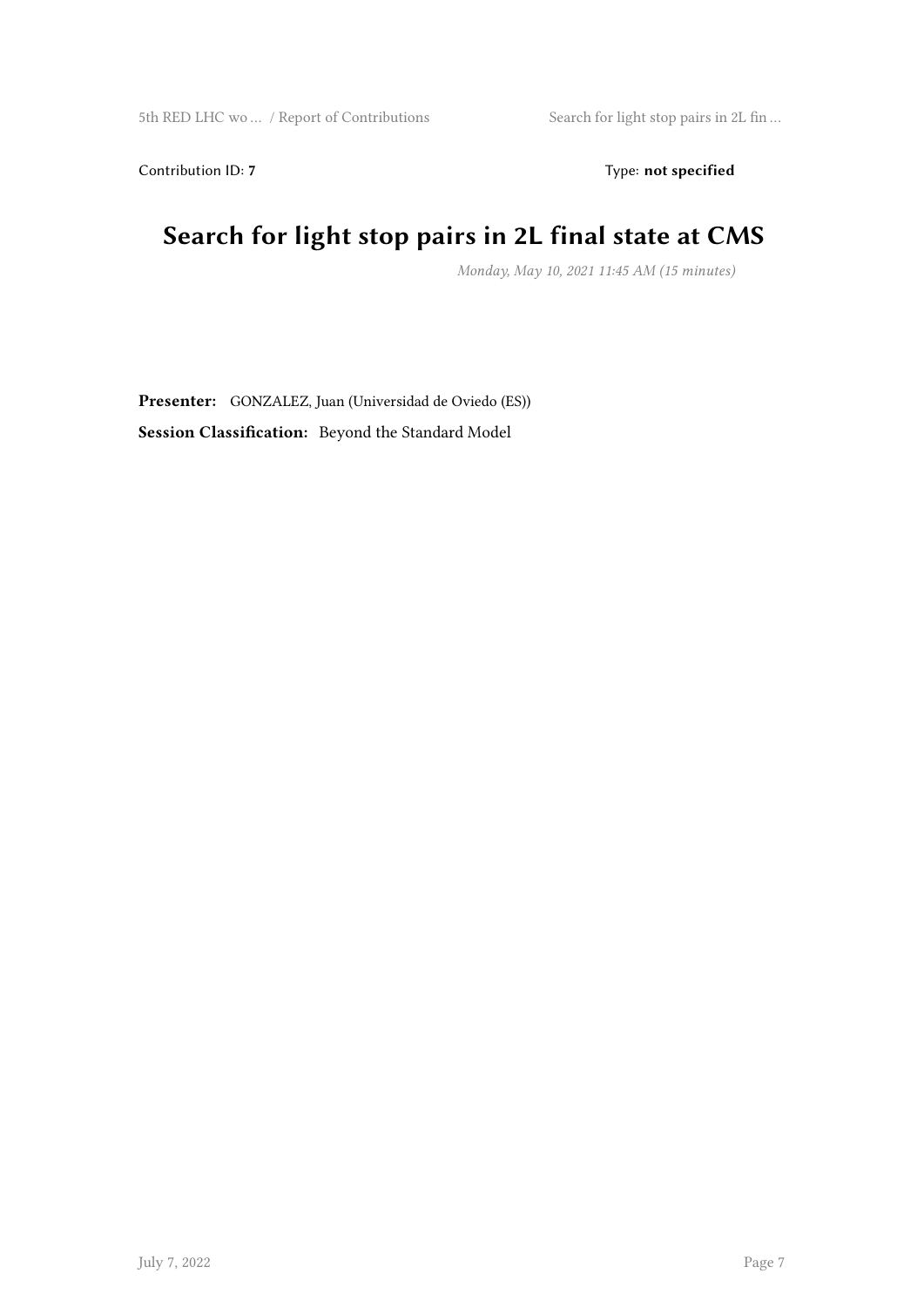Contribution ID: **7**

Type: **not specified**

# Search for light stop pairs in 2L final state at CMS

*Monday, May 10, 2021 11:45 AM (15 minutes)*

**Presenter:** GONZALEZ, Juan (Universidad de Oviedo (ES))

**Session Classification:** Beyond the Standard Model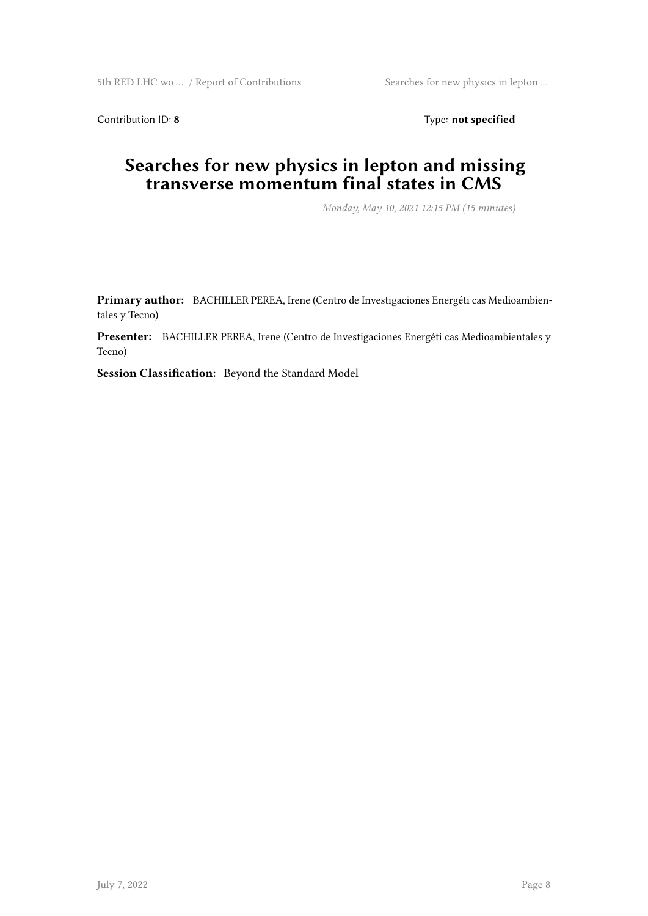Contribution ID: **8** Type: **not specified**

# Searches for new physics in lepton and missing transverse momentum final states in CMS

*Monday, May 10, 2021 12:15 PM (15 minutes)*

**Primary author:** BACHILLER PEREA, Irene (Centro de Investigaciones Energéti cas Medioambientales y Tecno)

**Presenter:** BACHILLER PEREA, Irene (Centro de Investigaciones Energéti cas Medioambientales y Tecno)

**Session Classification:** Beyond the Standard Model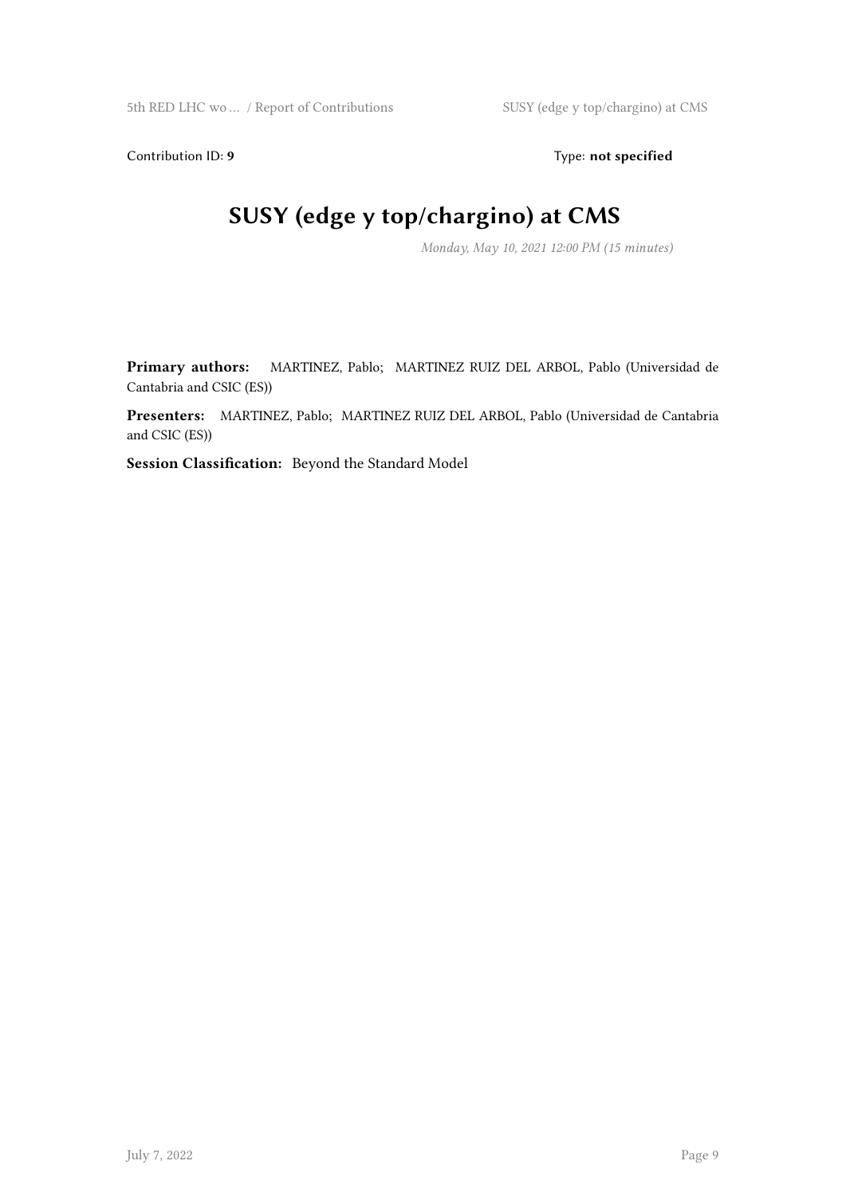Contribution ID: **9** Type: **not specified**

# SUSY (edge y top/chargino) at CMS

*Monday, May 10, 2021 12:00 PM (15 minutes)*

**Primary authors:** MARTINEZ, Pablo; MARTINEZ RUIZ DEL ARBOL, Pablo (Universidad de Cantabria and CSIC (ES))

**Presenters:** MARTINEZ, Pablo; MARTINEZ RUIZ DEL ARBOL, Pablo (Universidad de Cantabria and CSIC (ES))

**Session Classification:** Beyond the Standard Model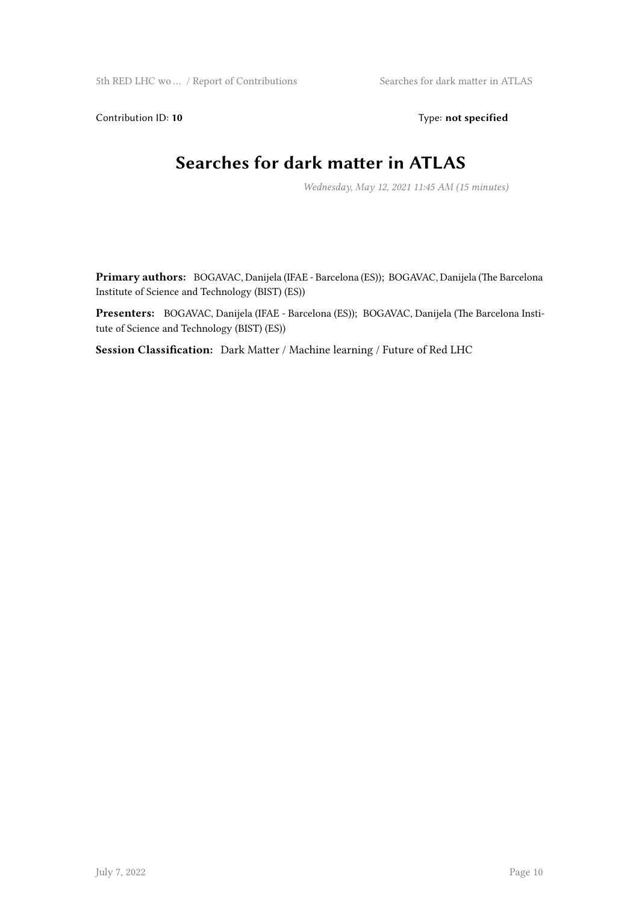Contribution ID: **10** Type: **not specified**

# Searches for dark matter in ATLAS

*Wednesday, May 12, 2021 11:45 AM (15 minutes)*

**Primary authors:** BOGAVAC, Danijela (IFAE - Barcelona (ES)); BOGAVAC, Danijela (The Barcelona Institute of Science and Technology (BIST) (ES))

**Presenters:** BOGAVAC, Danijela (IFAE - Barcelona (ES)); BOGAVAC, Danijela (The Barcelona Institute of Science and Technology (BIST) (ES))

**Session Classification:** Dark Matter / Machine learning / Future of Red LHC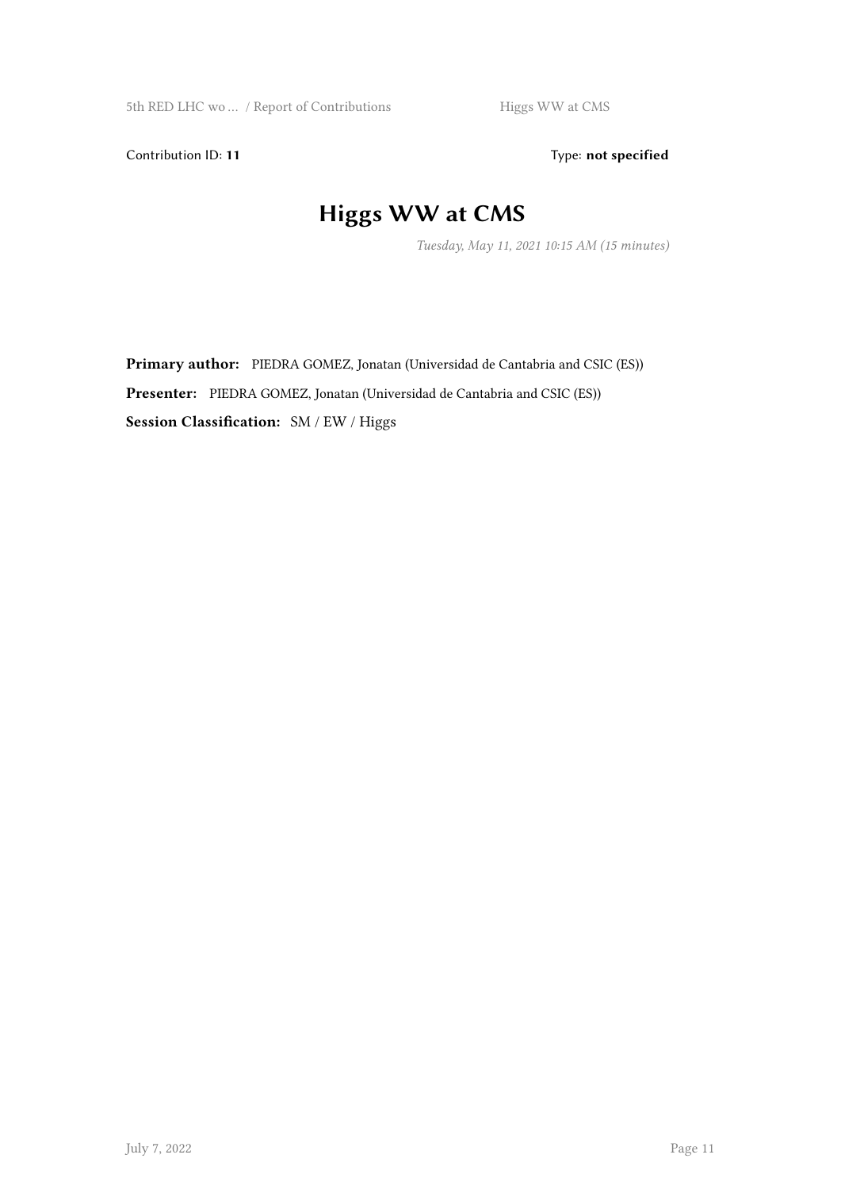Contribution ID: **11** Type: **not specified**

# Higgs WW at CMS

*Tuesday, May 11, 2021 10:15 AM (15 minutes)*

**Primary author:** PIEDRA GOMEZ, Jonatan (Universidad de Cantabria and CSIC (ES))

**Presenter:** PIEDRA GOMEZ, Jonatan (Universidad de Cantabria and CSIC (ES))

**Session Classification:** SM / EW / Higgs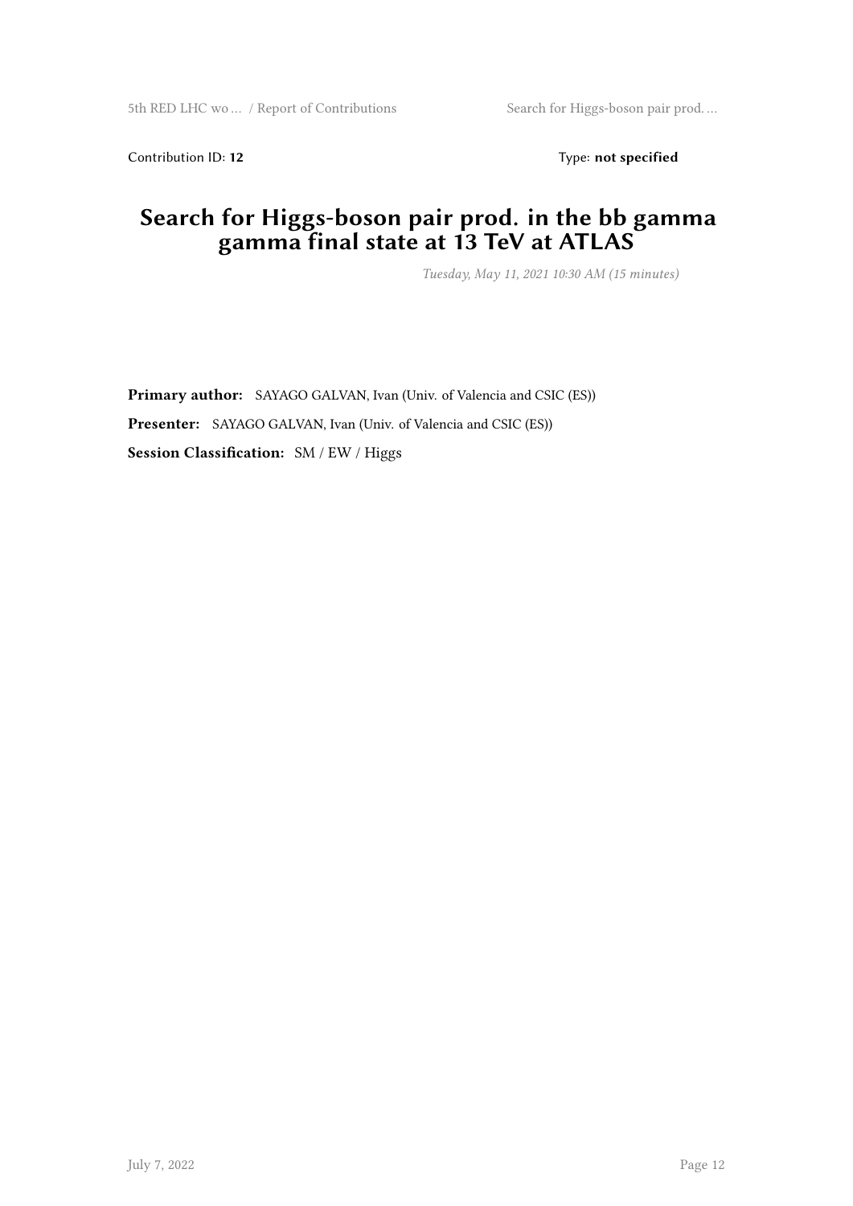Contribution ID: **12** Type: **not specified**

# Search for Higgs-boson pair prod. in the bb gamma gamma final state at 13 TeV at ATLAS

*Tuesday, May 11, 2021 10:30 AM (15 minutes)*

**Primary author:** SAYAGO GALVAN, Ivan (Univ. of Valencia and CSIC (ES))

**Presenter:** SAYAGO GALVAN, Ivan (Univ. of Valencia and CSIC (ES))

**Session Classification:** SM / EW / Higgs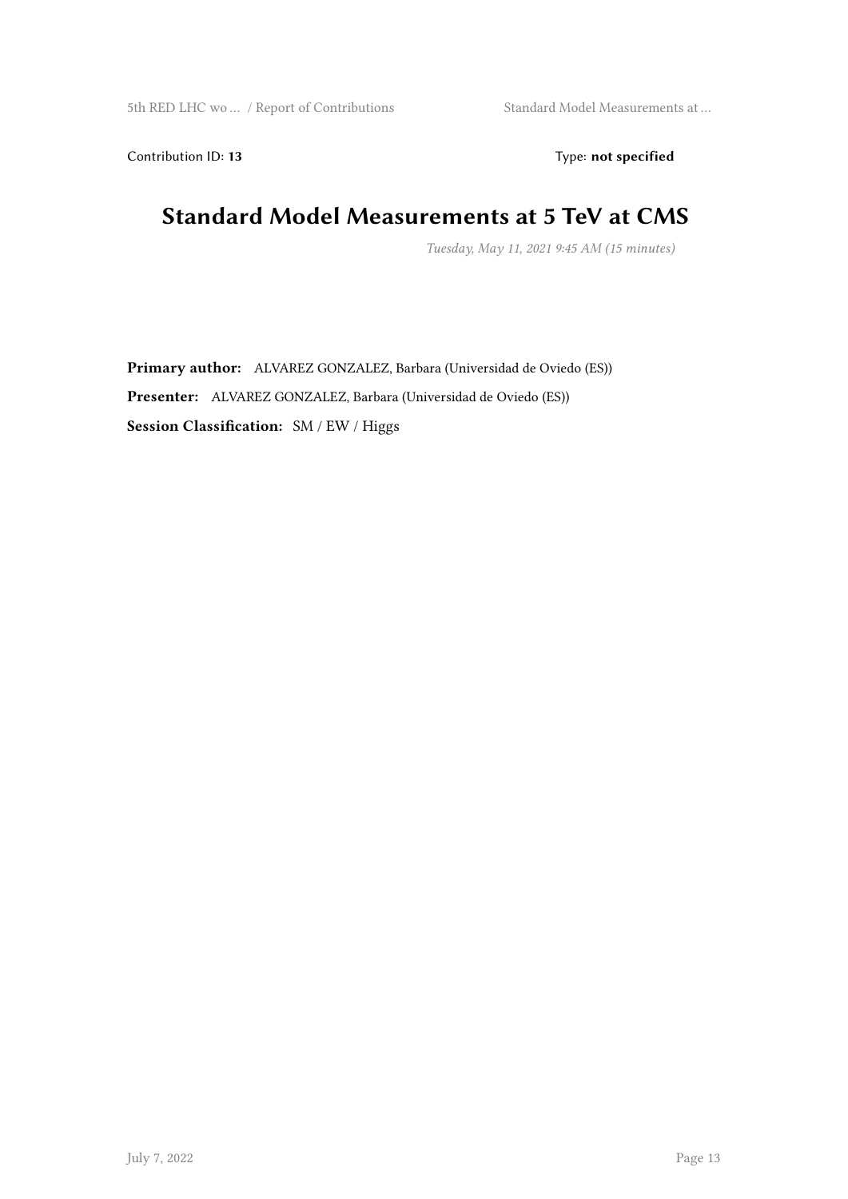Contribution ID: **13** Type: **not specified**

# Standard Model Measurements at 5 TeV at CMS

*Tuesday, May 11, 2021 9:45 AM (15 minutes)*

**Primary author:** ALVAREZ GONZALEZ, Barbara (Universidad de Oviedo (ES))

**Presenter:** ALVAREZ GONZALEZ, Barbara (Universidad de Oviedo (ES))

**Session Classification:** SM / EW / Higgs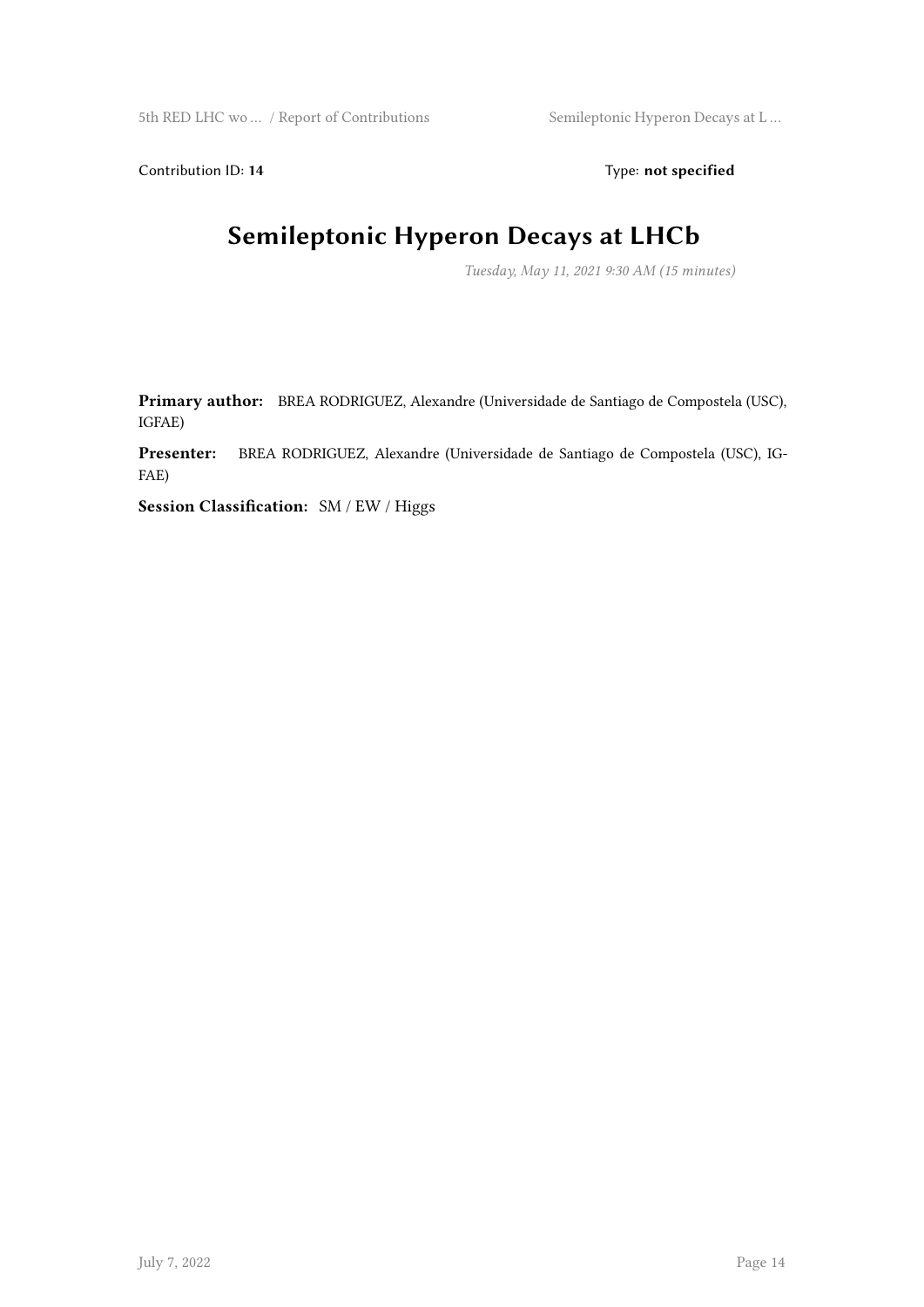Contribution ID: **14** Type: **not specified**

# Semileptonic Hyperon Decays at LHCb

*Tuesday, May 11, 2021 9:30 AM (15 minutes)*

**Primary author:** BREA RODRIGUEZ, Alexandre (Universidade de Santiago de Compostela (USC), IGFAE)

**Presenter:** BREA RODRIGUEZ, Alexandre (Universidade de Santiago de Compostela (USC), IGFAE)

**Session Classification:** SM / EW / Higgs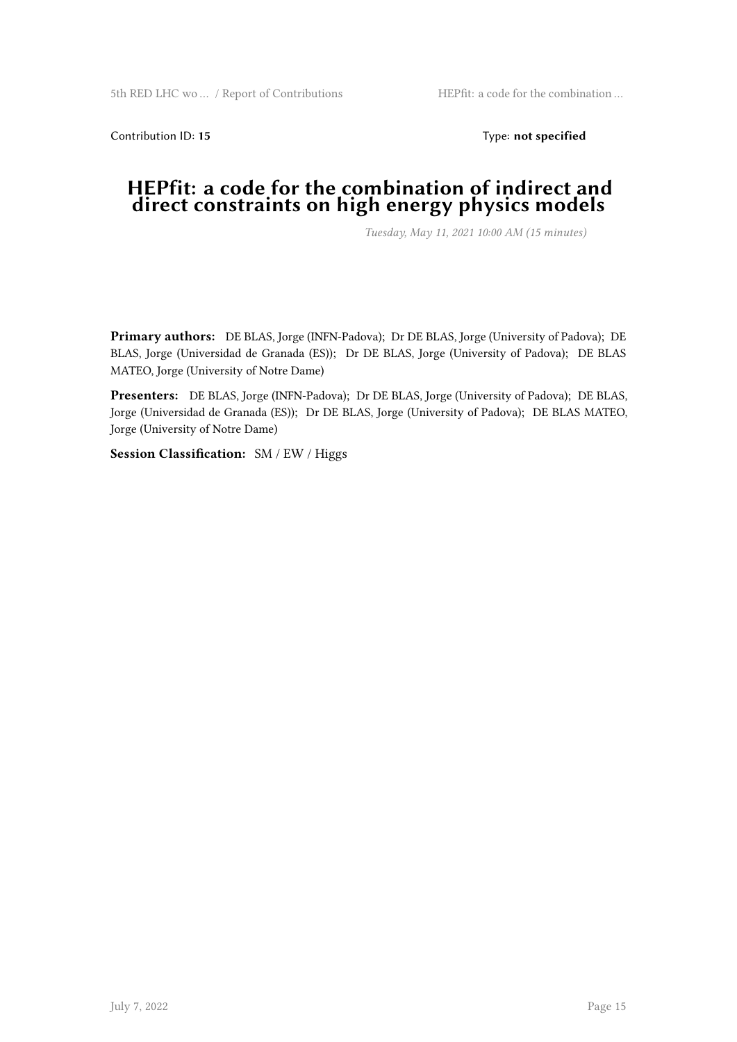Contribution ID: **15** Type: **not specified**

# HEPfit: a code for the combination of indirect and direct constraints on high energy physics models

*Tuesday, May 11, 2021 10:00 AM (15 minutes)*

**Primary authors:** DE BLAS, Jorge (INFN-Padova); Dr DE BLAS, Jorge (University of Padova); DE BLAS, Jorge (Universidad de Granada (ES)); Dr DE BLAS, Jorge (University of Padova); DE BLAS MATEO, Jorge (University of Notre Dame)

**Presenters:** DE BLAS, Jorge (INFN-Padova); Dr DE BLAS, Jorge (University of Padova); DE BLAS, Jorge (Universidad de Granada (ES)); Dr DE BLAS, Jorge (University of Padova); DE BLAS MATEO, Jorge (University of Notre Dame)

**Session Classification:** SM / EW / Higgs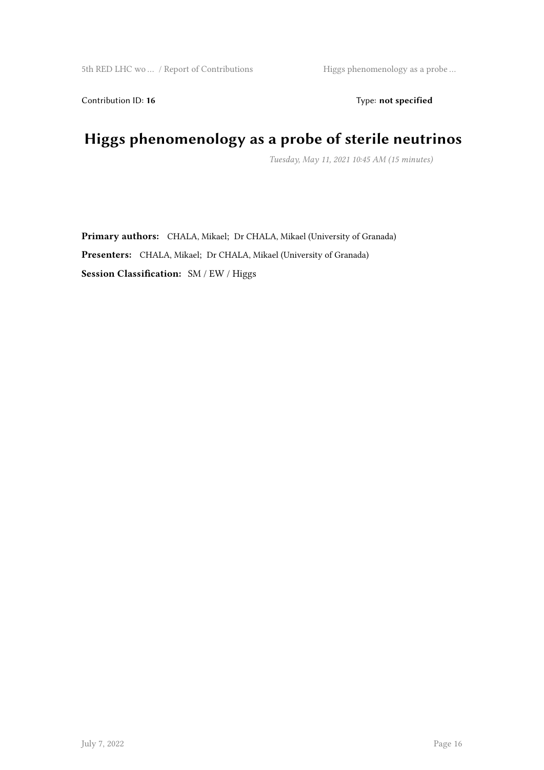Contribution ID: **16** Type: **not specified**

# Higgs phenomenology as a probe of sterile neutrinos

*Tuesday, May 11, 2021 10:45 AM (15 minutes)*

**Primary authors:** CHALA, Mikael; Dr CHALA, Mikael (University of Granada)

**Presenters:** CHALA, Mikael; Dr CHALA, Mikael (University of Granada)

**Session Classification:** SM / EW / Higgs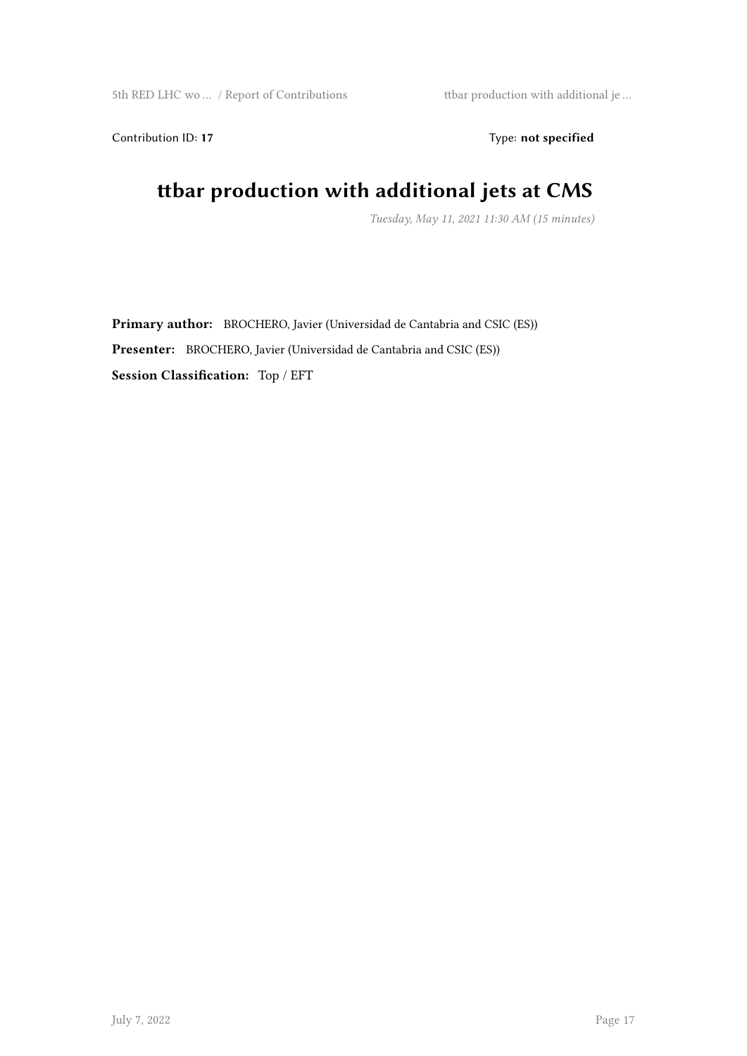Contribution ID: **17** Type: **not specified**

# ttbar production with additional jets at CMS

*Tuesday, May 11, 2021 11:30 AM (15 minutes)*

**Primary author:** BROCHERO, Javier (Universidad de Cantabria and CSIC (ES))

**Presenter:** BROCHERO, Javier (Universidad de Cantabria and CSIC (ES))

**Session Classification:** Top / EFT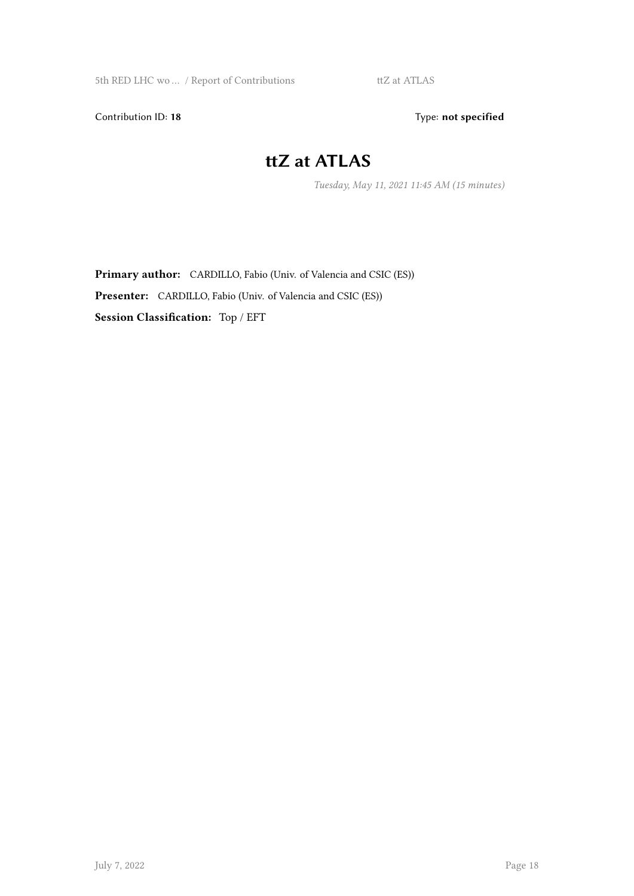Contribution ID: **18** Type: **not specified**

# ttZ at ATLAS

*Tuesday, May 11, 2021 11:45 AM (15 minutes)*

**Primary author:** CARDILLO, Fabio (Univ. of Valencia and CSIC (ES))

**Presenter:** CARDILLO, Fabio (Univ. of Valencia and CSIC (ES))

**Session Classification:** Top / EFT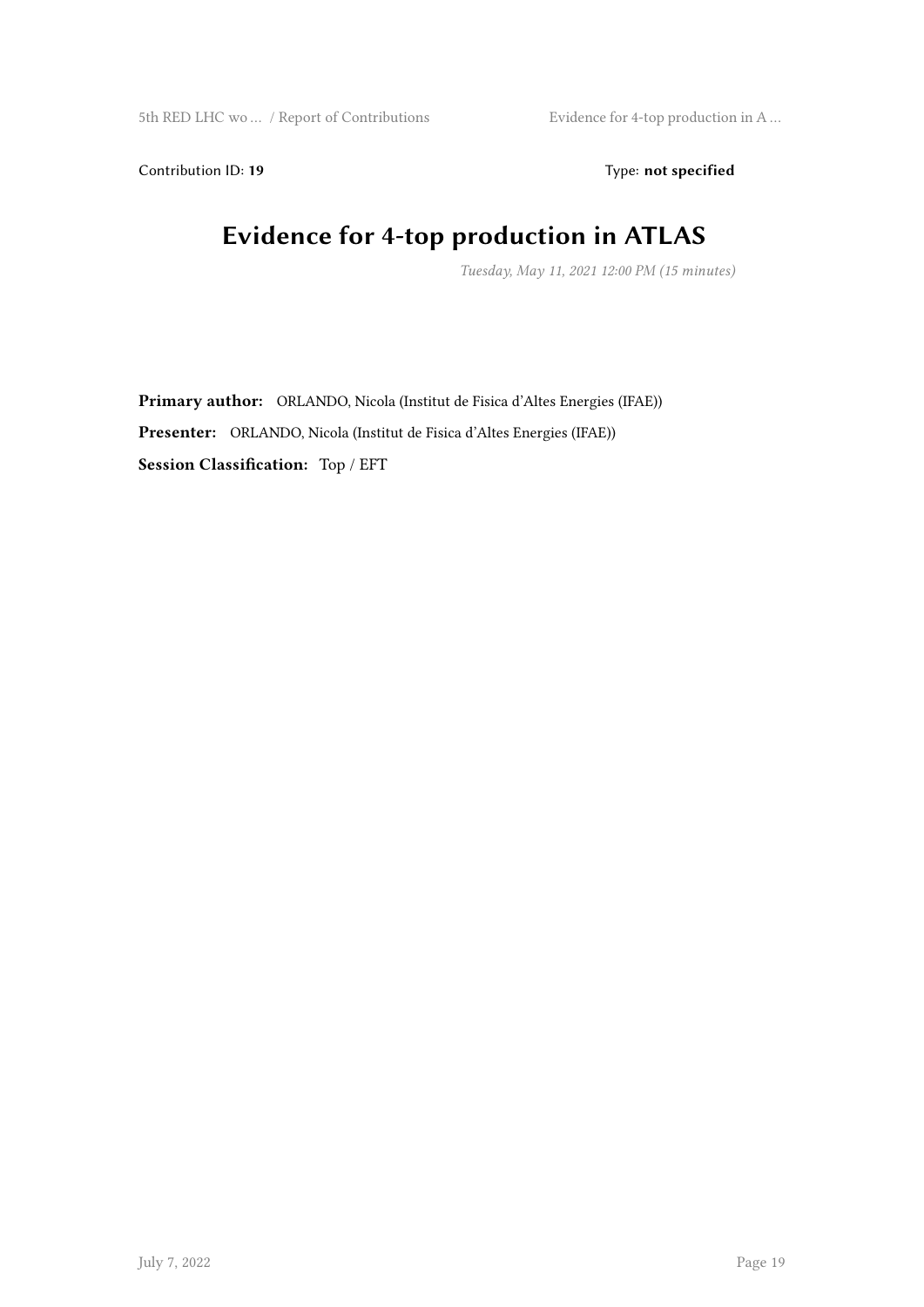Contribution ID: **19** Type: **not specified**

# Evidence for 4-top production in ATLAS

*Tuesday, May 11, 2021 12:00 PM (15 minutes)*

**Primary author:** ORLANDO, Nicola (Institut de Fisica d'Altes Energies (IFAE))

**Presenter:** ORLANDO, Nicola (Institut de Fisica d'Altes Energies (IFAE))

**Session Classification:** Top / EFT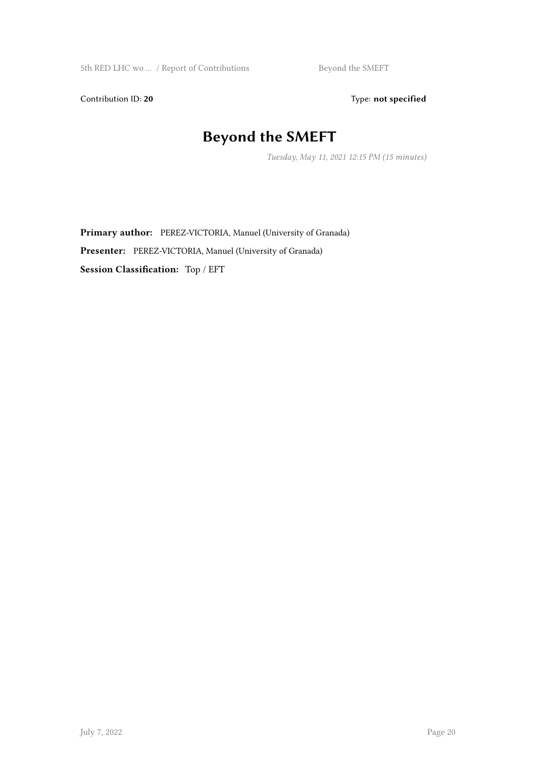Contribution ID: **20** Type: **not specified**

# Beyond the SMEFT

*Tuesday, May 11, 2021 12:15 PM (15 minutes)*

**Primary author:** PEREZ-VICTORIA, Manuel (University of Granada)

**Presenter:** PEREZ-VICTORIA, Manuel (University of Granada)

**Session Classification:** Top / EFT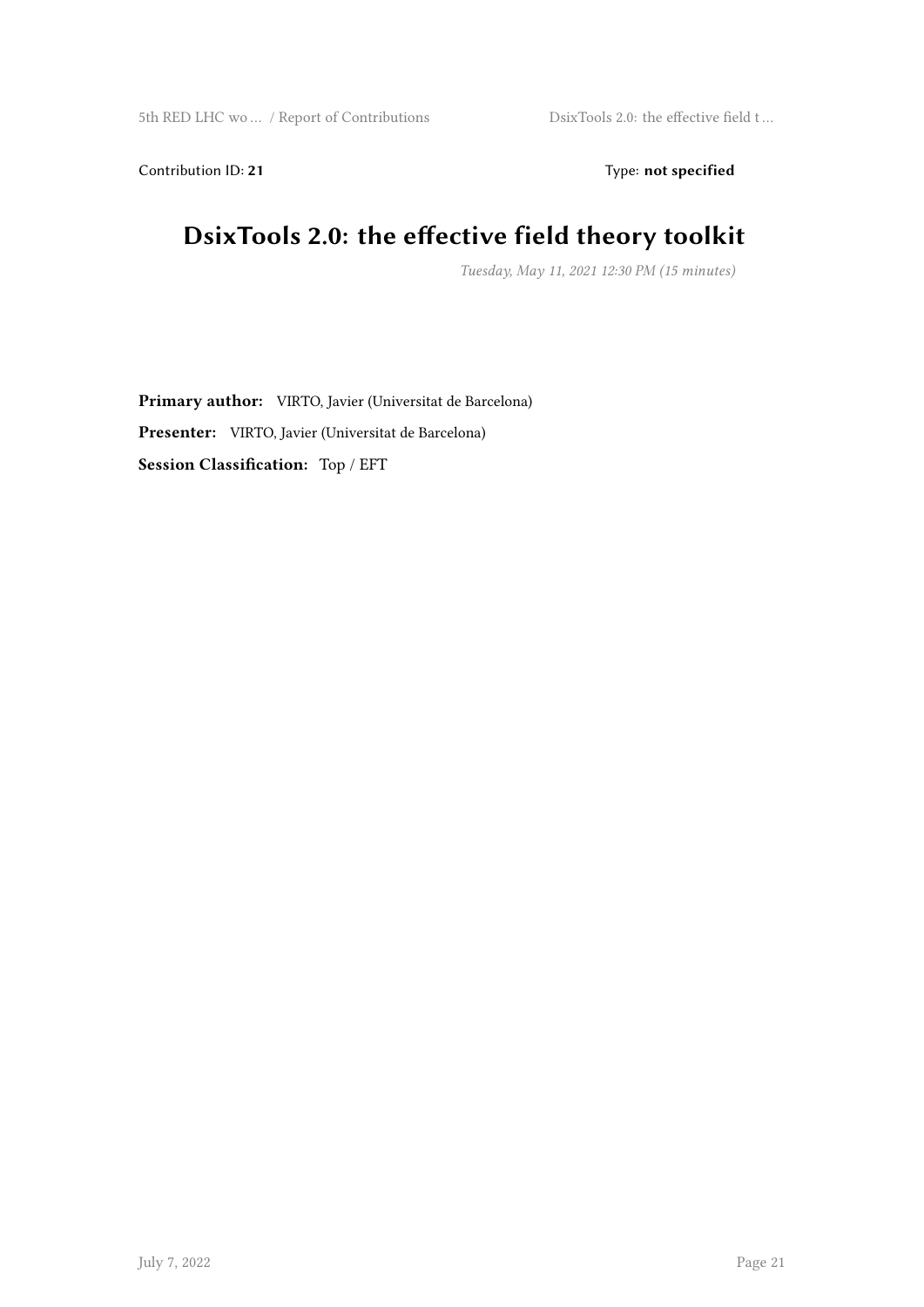Contribution ID: **21** Type: **not specified**

# DsixTools 2.0: the effective field theory toolkit

*Tuesday, May 11, 2021 12:30 PM (15 minutes)*

**Primary author:** VIRTO, Javier (Universitat de Barcelona)

**Presenter:** VIRTO, Javier (Universitat de Barcelona)

**Session Classification:** Top / EFT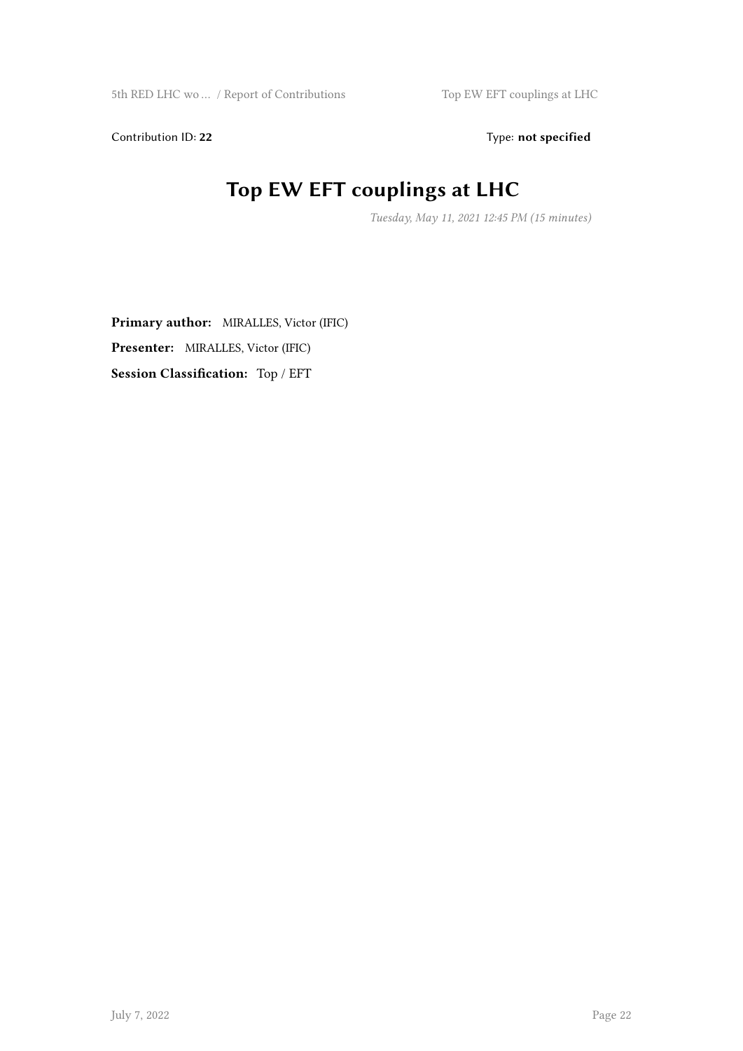Contribution ID: **22** Type: **not specified**

# Top EW EFT couplings at LHC

*Tuesday, May 11, 2021 12:45 PM (15 minutes)*

**Primary author:** MIRALLES, Victor (IFIC)

**Presenter:** MIRALLES, Victor (IFIC)

**Session Classification:** Top / EFT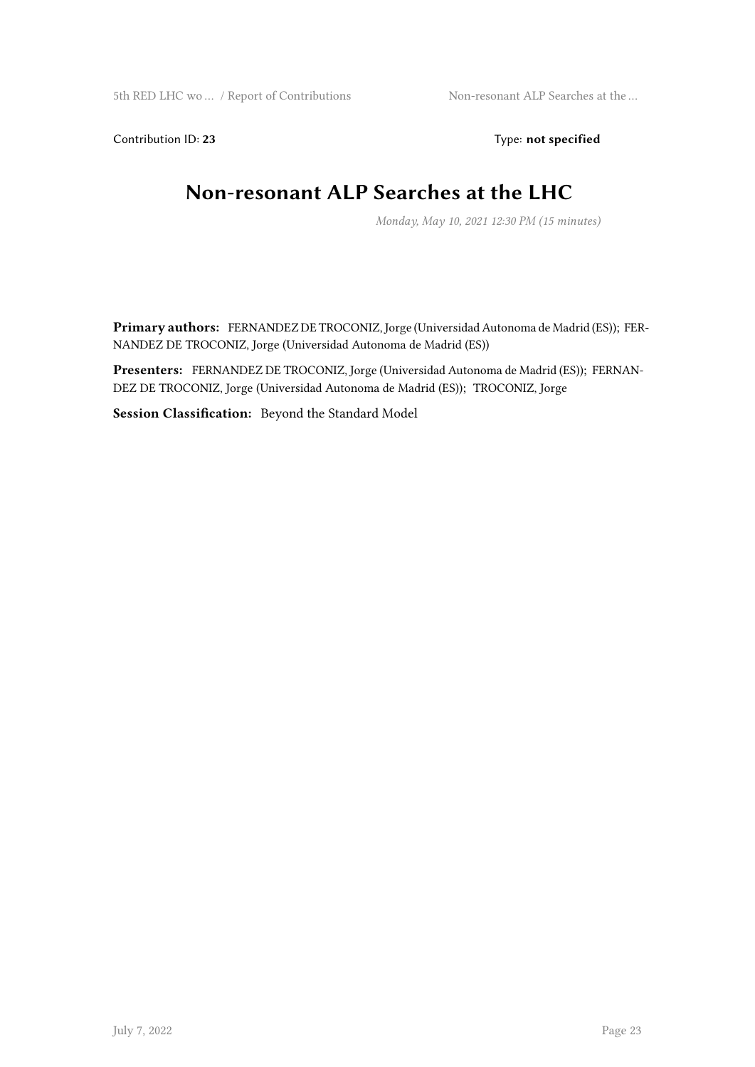Contribution ID: **23** Type: **not specified**

# Non-resonant ALP Searches at the LHC

*Monday, May 10, 2021 12:30 PM (15 minutes)*

**Primary authors:** FERNANDEZ DE TROCONIZ, Jorge (Universidad Autonoma de Madrid (ES)); FERNANDEZ DE TROCONIZ, Jorge (Universidad Autonoma de Madrid (ES))

**Presenters:** FERNANDEZ DE TROCONIZ, Jorge (Universidad Autonoma de Madrid (ES)); FERNANDEZ DE TROCONIZ, Jorge (Universidad Autonoma de Madrid (ES)); TROCONIZ, Jorge

**Session Classification:** Beyond the Standard Model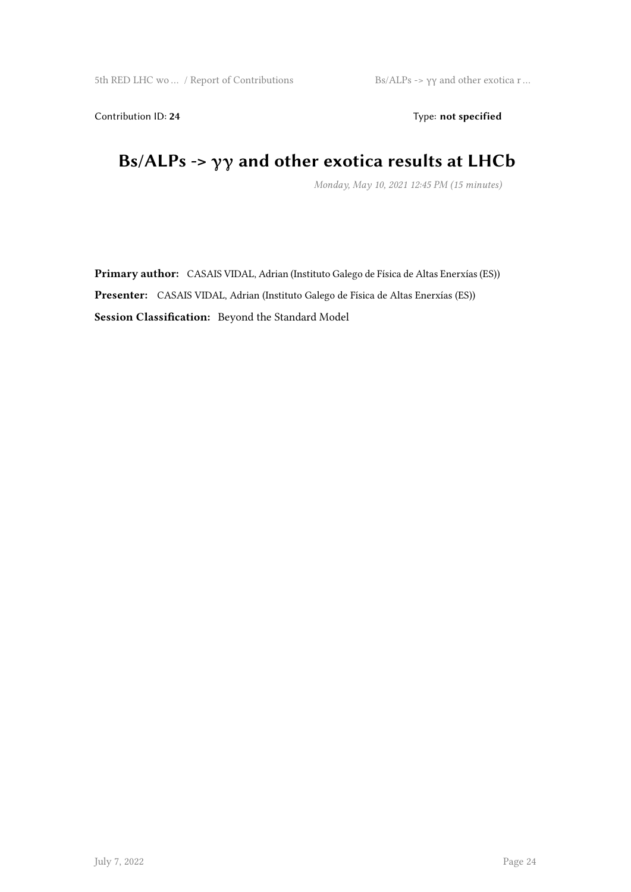Contribution ID: **24** Type: **not specified**

# Bs/ALPs -> $\gamma\gamma$ and other exotica results at LHCb

*Monday, May 10, 2021 12:45 PM (15 minutes)*

**Primary author:** CASAIS VIDAL, Adrian (Instituto Galego de Física de Altas Enerxías (ES))

**Presenter:** CASAIS VIDAL, Adrian (Instituto Galego de Física de Altas Enerxías (ES))

**Session Classification:** Beyond the Standard Model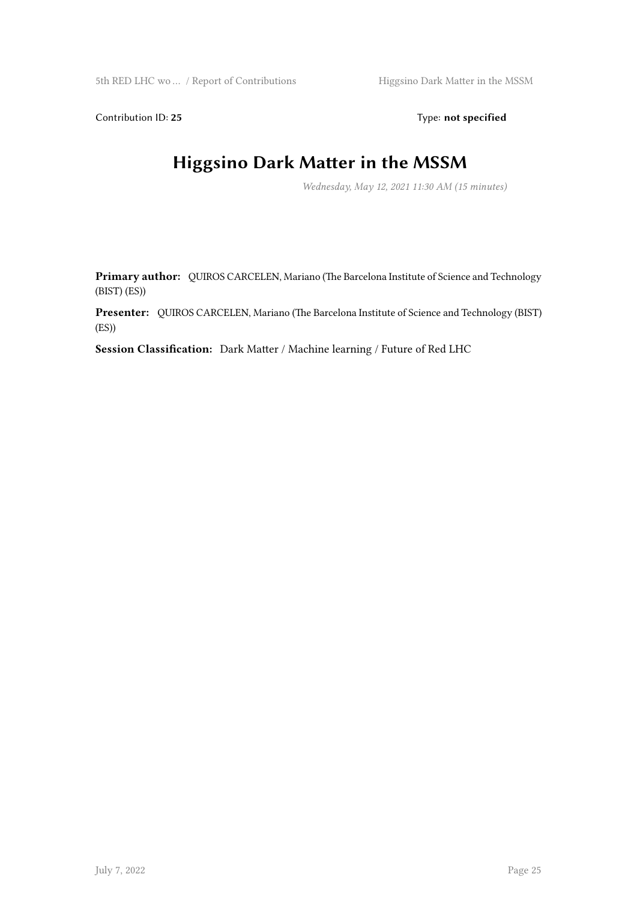Contribution ID: **25** Type: **not specified**

# Higgsino Dark Matter in the MSSM

*Wednesday, May 12, 2021 11:30 AM (15 minutes)*

**Primary author:** QUIROS CARCELEN, Mariano (The Barcelona Institute of Science and Technology (BIST) (ES))

**Presenter:** QUIROS CARCELEN, Mariano (The Barcelona Institute of Science and Technology (BIST) (ES))

**Session Classification:** Dark Matter / Machine learning / Future of Red LHC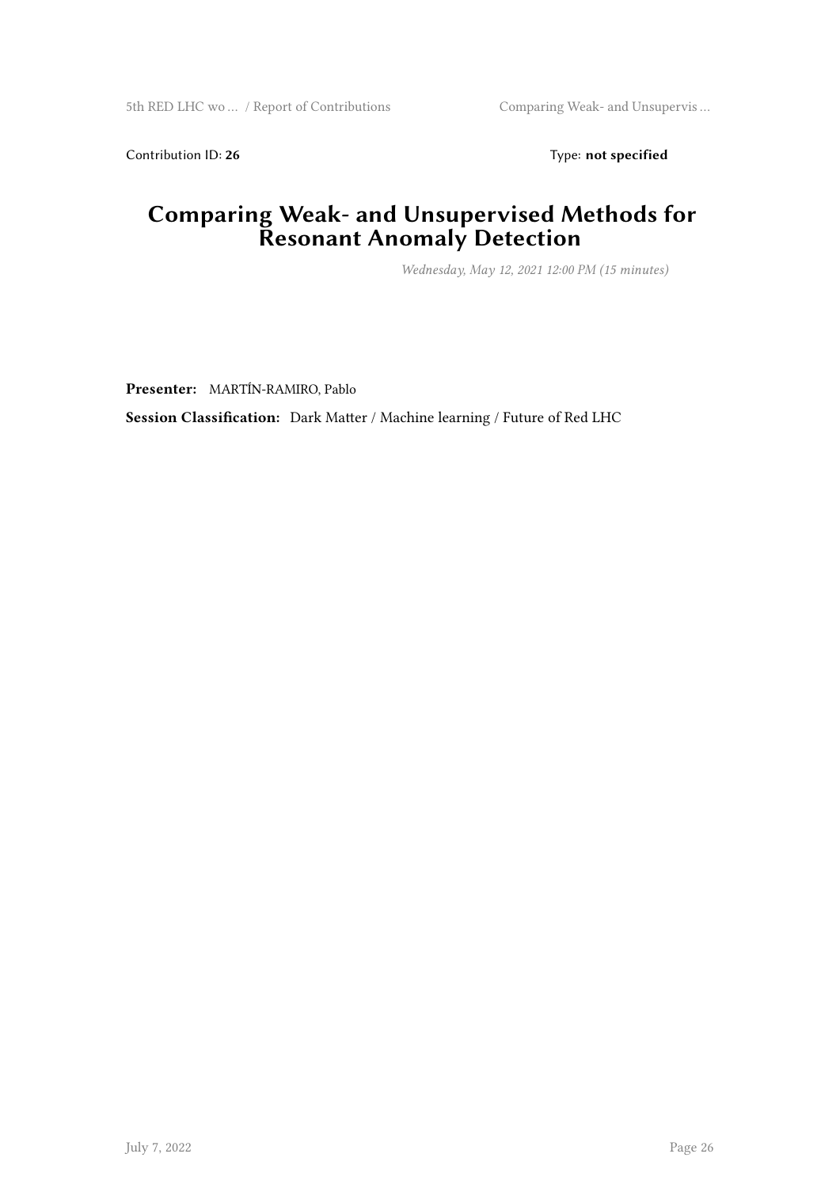Contribution ID: **26** Type: **not specified**

# Comparing Weak- and Unsupervised Methods for Resonant Anomaly Detection

*Wednesday, May 12, 2021 12:00 PM (15 minutes)*

**Presenter:** MARTÍN-RAMIRO, Pablo

**Session Classification:** Dark Matter / Machine learning / Future of Red LHC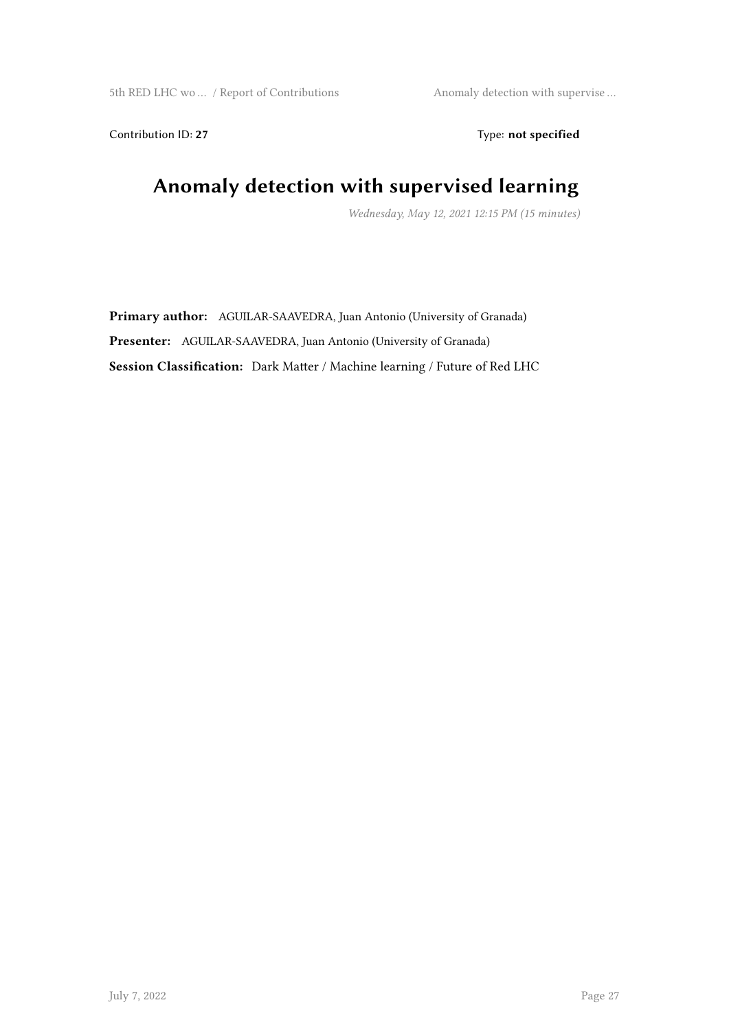Contribution ID: **27**

Type: **not specified**

# Anomaly detection with supervised learning

*Wednesday, May 12, 2021 12:15 PM (15 minutes)*

**Primary author:** AGUILAR-SAAVEDRA, Juan Antonio (University of Granada)

**Presenter:** AGUILAR-SAAVEDRA, Juan Antonio (University of Granada)

**Session Classification:** Dark Matter / Machine learning / Future of Red LHC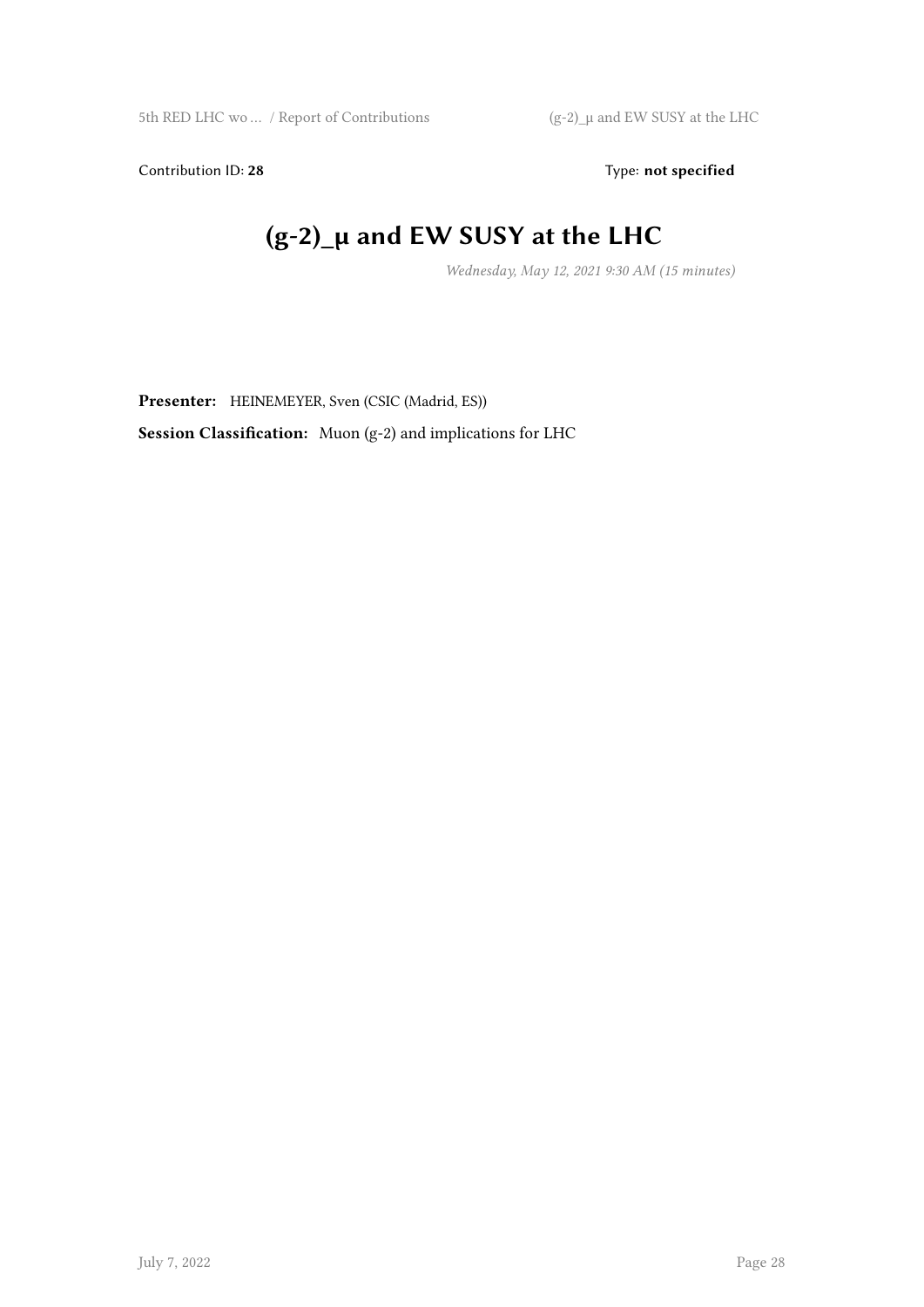Contribution ID: **28** Type: **not specified**

# (g-2)_µ and EW SUSY at the LHC

*Wednesday, May 12, 2021 9:30 AM (15 minutes)*

**Presenter:** HEINEMEYER, Sven (CSIC (Madrid, ES))

**Session Classification:** Muon (g-2) and implications for LHC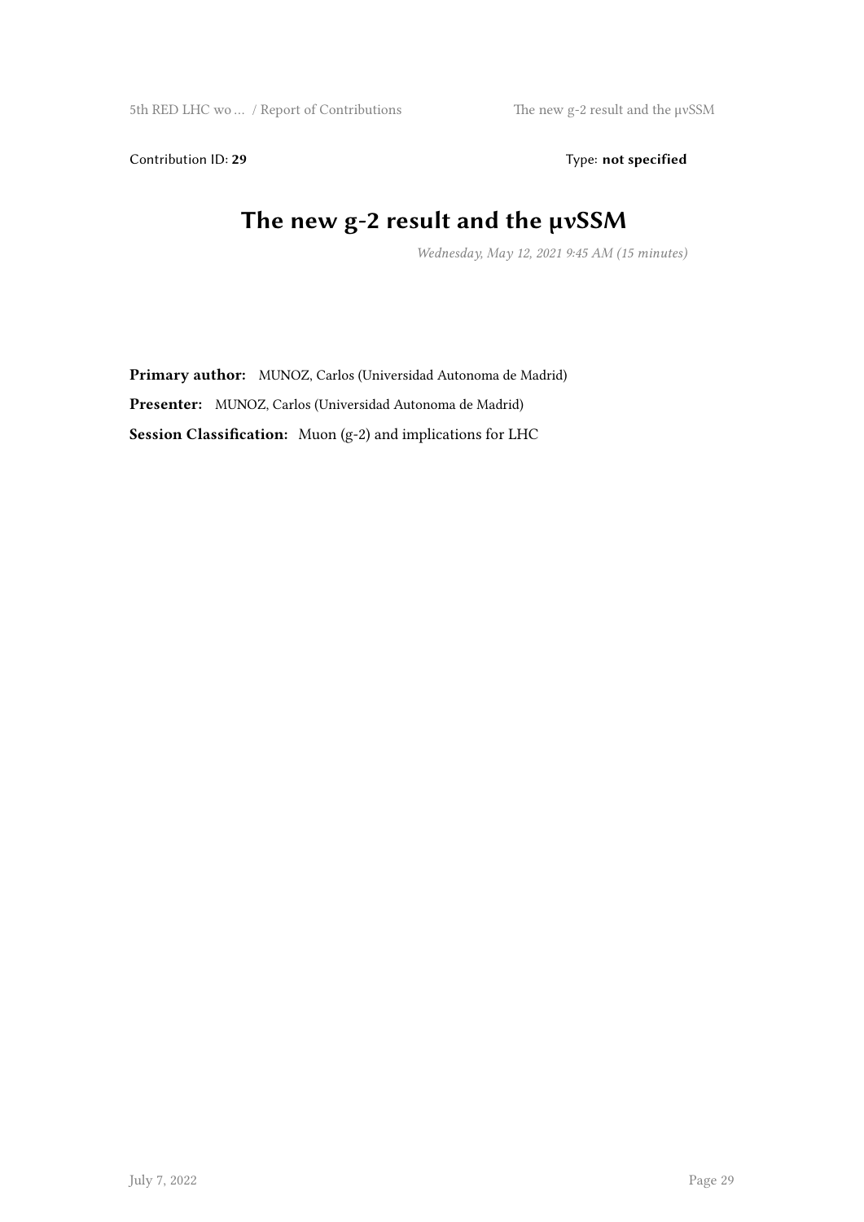Contribution ID: **29** Type: **not specified**

# The new g-2 result and the μνSSM

*Wednesday, May 12, 2021 9:45 AM (15 minutes)*

**Primary author:** MUNOZ, Carlos (Universidad Autonoma de Madrid)

**Presenter:** MUNOZ, Carlos (Universidad Autonoma de Madrid)

**Session Classification:** Muon (g-2) and implications for LHC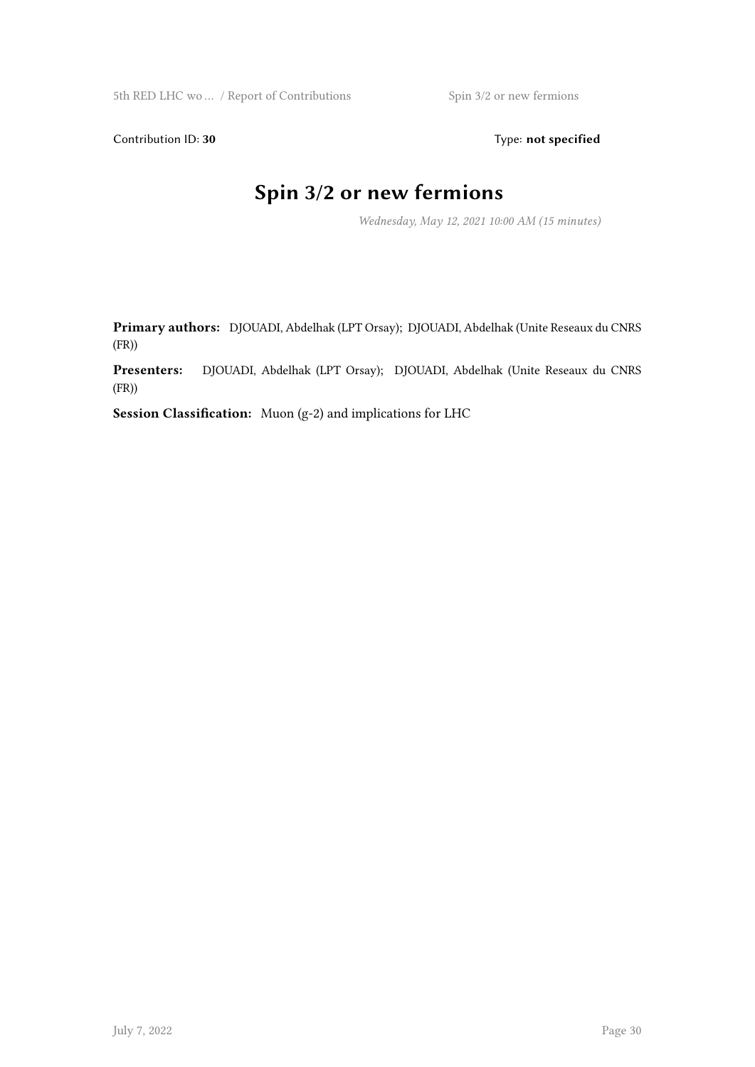Contribution ID: **30** Type: **not specified**

# Spin 3/2 or new fermions

*Wednesday, May 12, 2021 10:00 AM (15 minutes)*

**Primary authors:** DJOUADI, Abdelhak (LPT Orsay); DJOUADI, Abdelhak (Unite Reseaux du CNRS (FR))

**Presenters:** DJOUADI, Abdelhak (LPT Orsay); DJOUADI, Abdelhak (Unite Reseaux du CNRS (FR))

**Session Classification:** Muon (g-2) and implications for LHC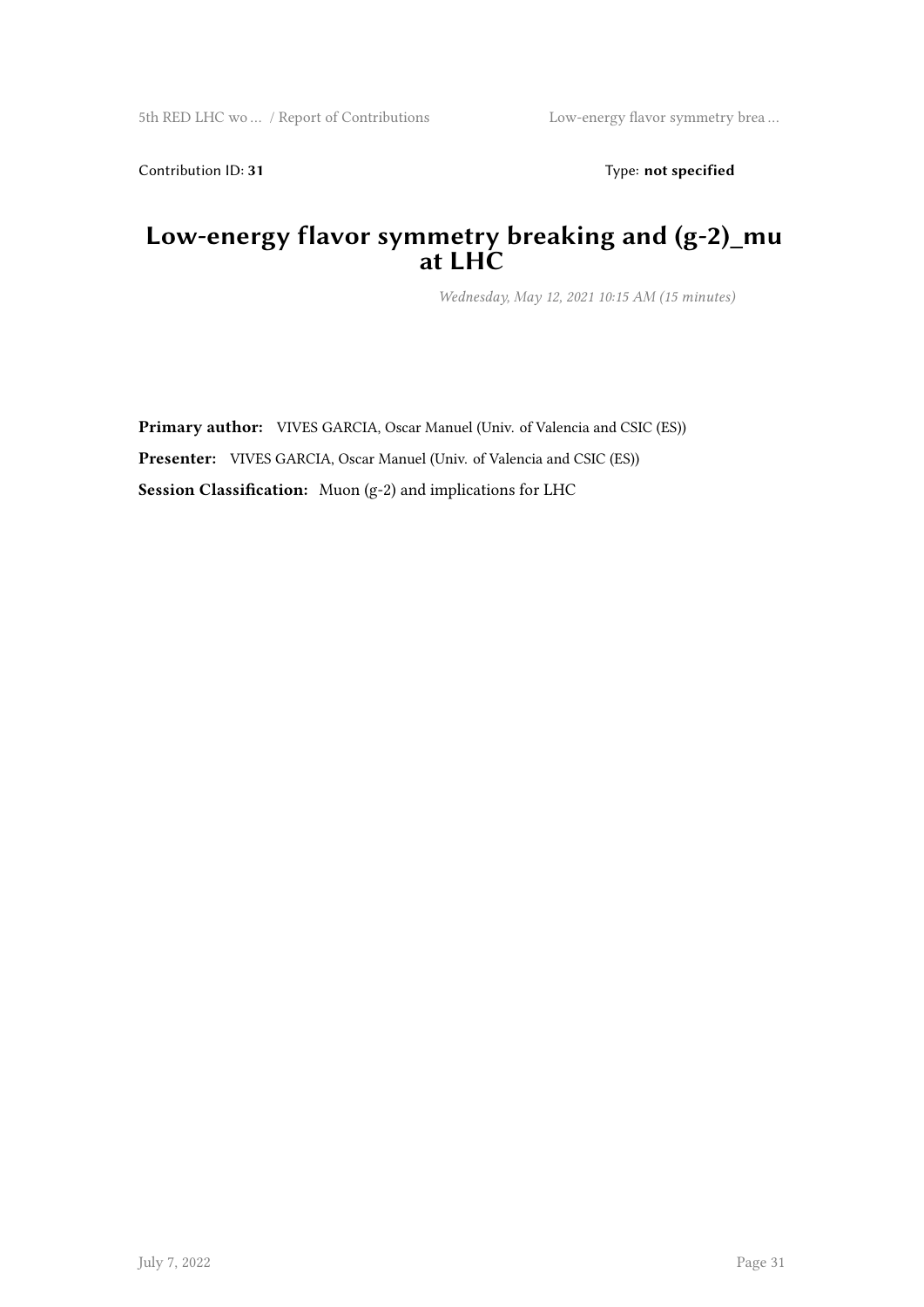Contribution ID: **31** Type: **not specified**

# Low-energy flavor symmetry breaking and (g-2)_mu at LHC

*Wednesday, May 12, 2021 10:15 AM (15 minutes)*

**Primary author:** VIVES GARCIA, Oscar Manuel (Univ. of Valencia and CSIC (ES))

**Presenter:** VIVES GARCIA, Oscar Manuel (Univ. of Valencia and CSIC (ES))

**Session Classification:** Muon (g-2) and implications for LHC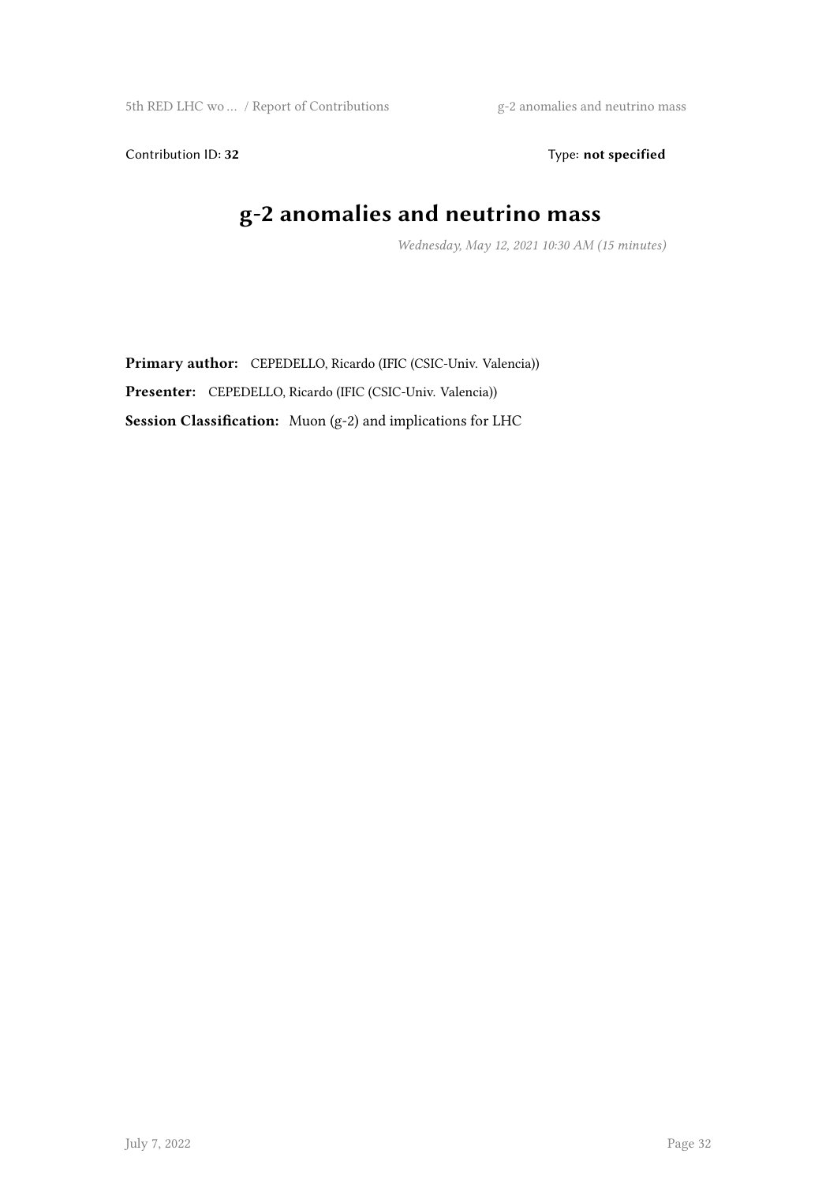Contribution ID: **32** Type: **not specified**

# g-2 anomalies and neutrino mass

*Wednesday, May 12, 2021 10:30 AM (15 minutes)*

**Primary author:** CEPEDELLO, Ricardo (IFIC (CSIC-Univ. Valencia))

**Presenter:** CEPEDELLO, Ricardo (IFIC (CSIC-Univ. Valencia))

**Session Classification:** Muon (g-2) and implications for LHC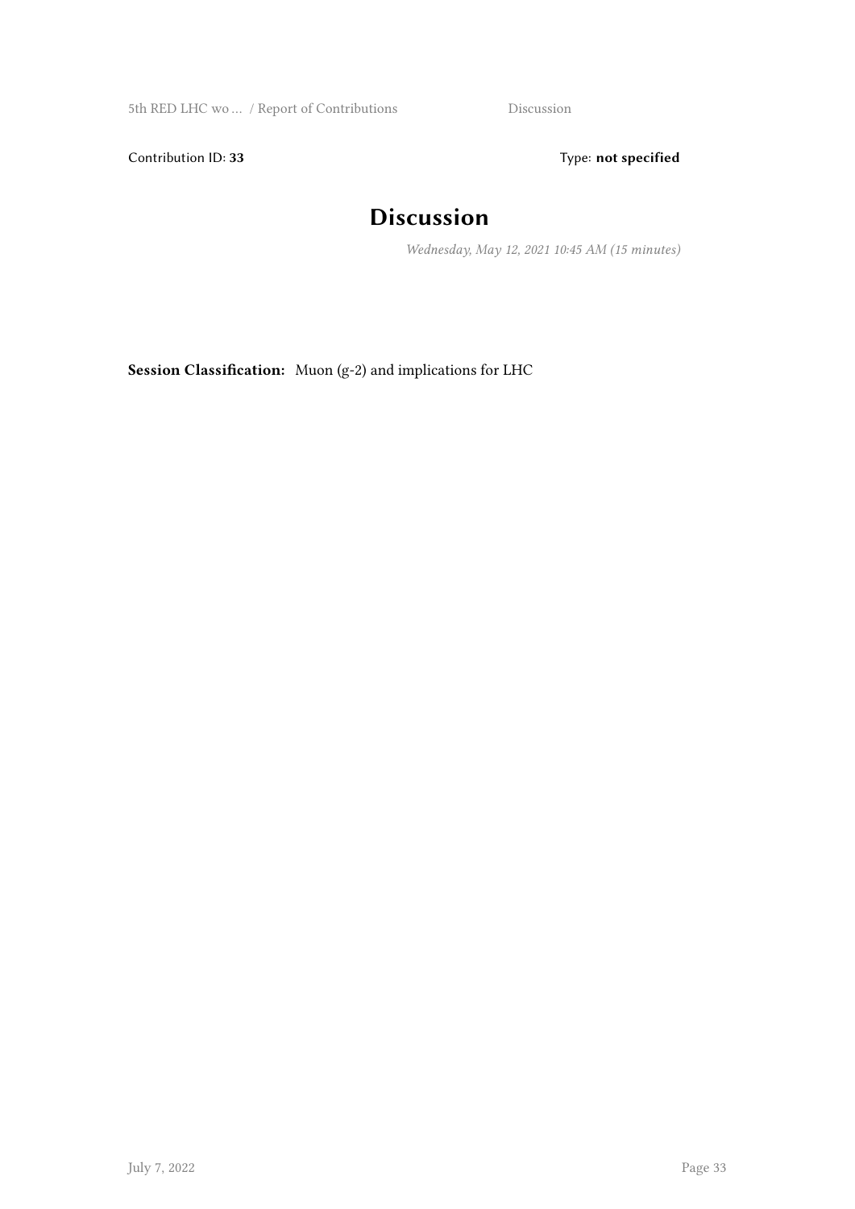Contribution ID: **33** Type: **not specified**

# Discussion

*Wednesday, May 12, 2021 10:45 AM (15 minutes)*

**Session Classification:** Muon (g-2) and implications for LHC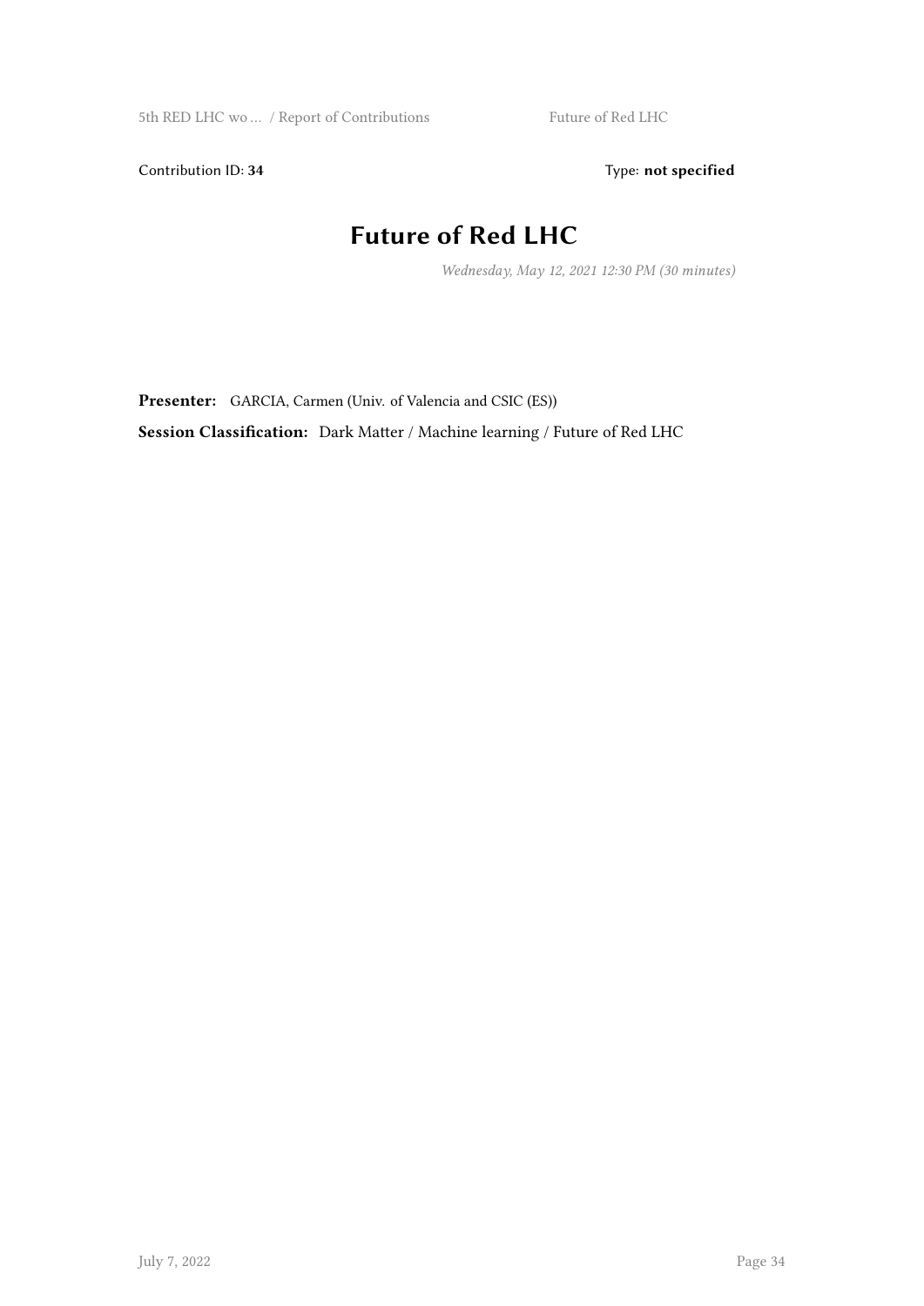Contribution ID: **34** Type: **not specified**

# Future of Red LHC

*Wednesday, May 12, 2021 12:30 PM (30 minutes)*

**Presenter:** GARCIA, Carmen (Univ. of Valencia and CSIC (ES))

**Session Classification:** Dark Matter / Machine learning / Future of Red LHC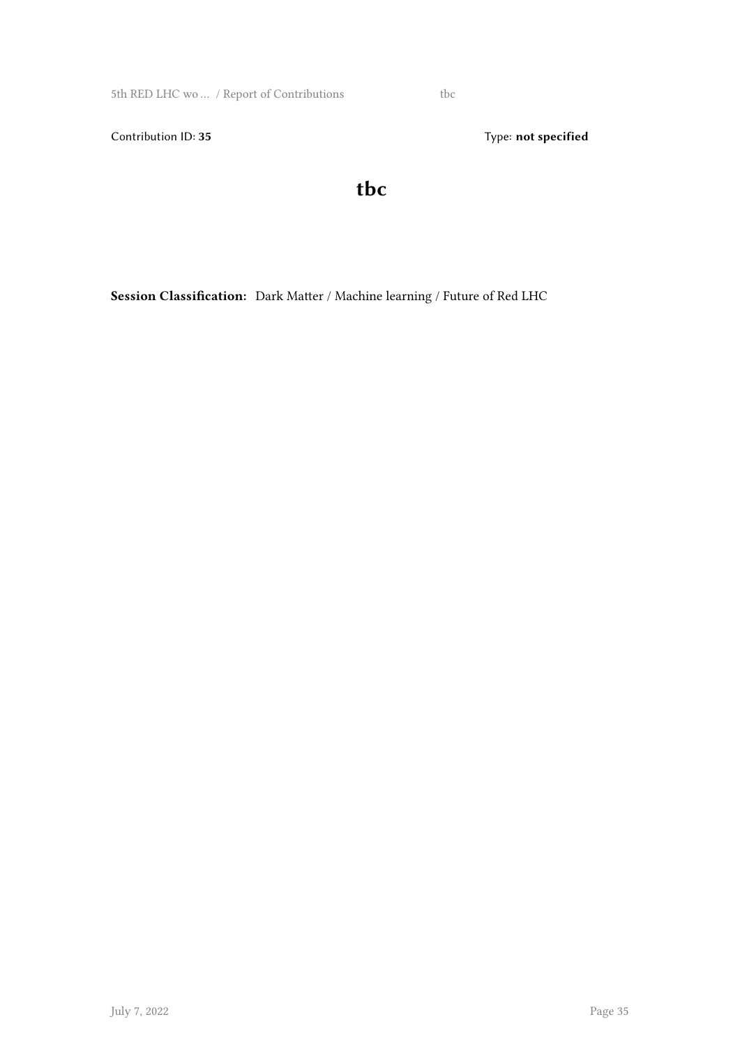Contribution ID: **35**

Type: **not specified**

# tbc

**Session Classification:** Dark Matter / Machine learning / Future of Red LHC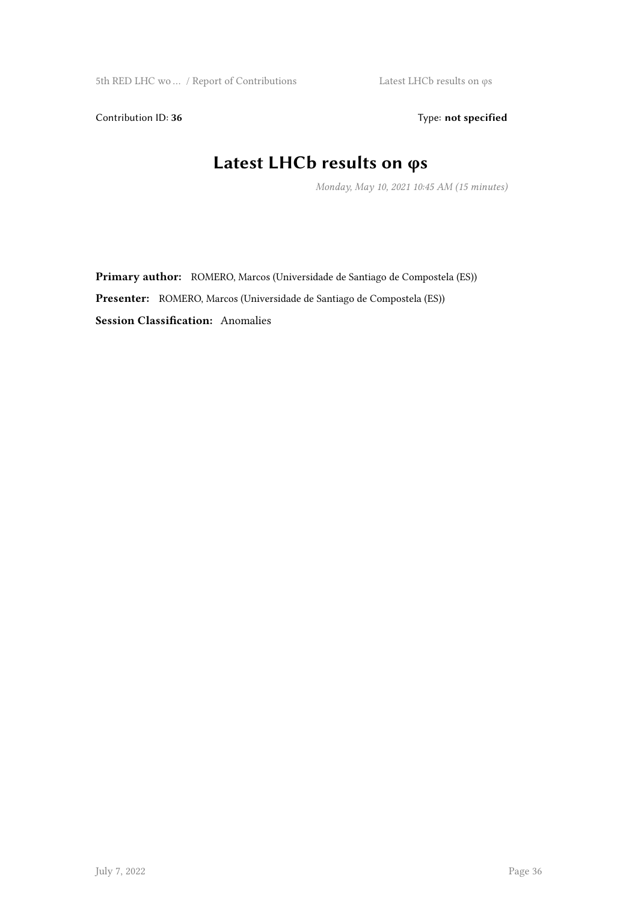Contribution ID: **36** Type: **not specified**

# Latest LHCb results on $\varphi_s$

*Monday, May 10, 2021 10:45 AM (15 minutes)*

**Primary author:** ROMERO, Marcos (Universidade de Santiago de Compostela (ES))

**Presenter:** ROMERO, Marcos (Universidade de Santiago de Compostela (ES))

**Session Classification:** Anomalies